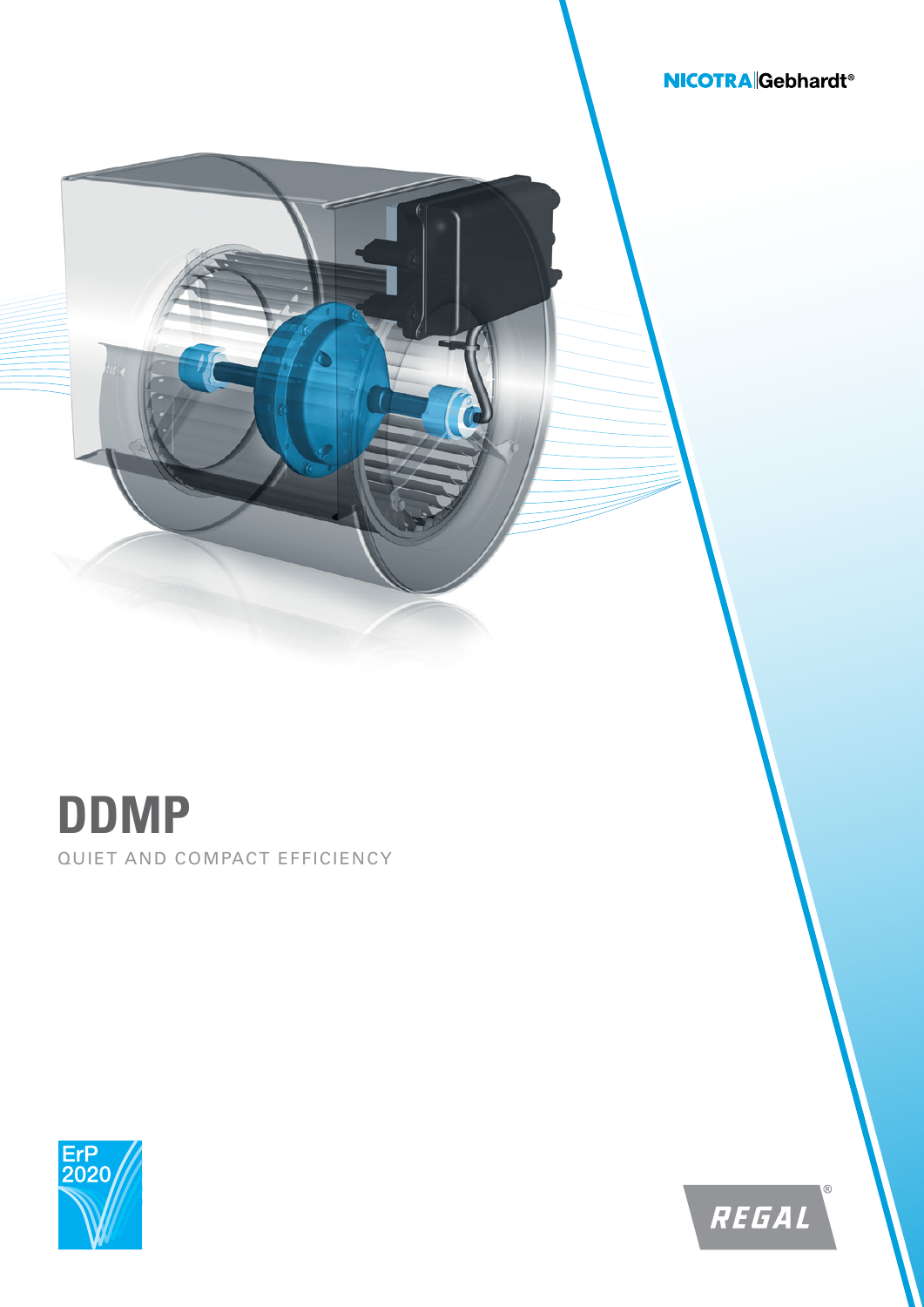NICOTRA|Gebhardt®

# DDMP

QUIET AND COMPACT EFFICIENCY

ErP 2020

REGAL®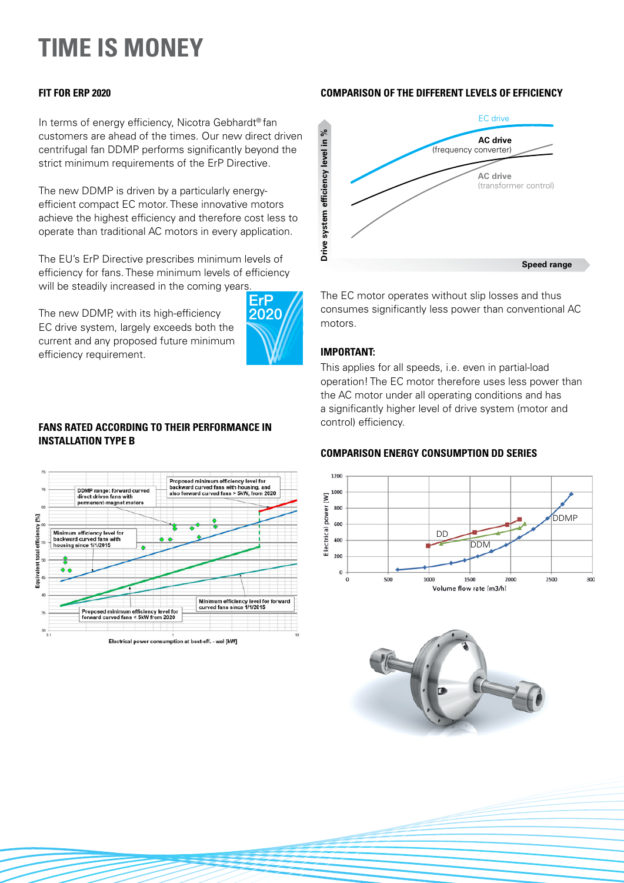# TIME IS MONEY

## FIT FOR ERP 2020

In terms of energy efficiency, Nicotra Gebhardt® fan customers are ahead of the times. Our new direct driven centrifugal fan DDMP performs significantly beyond the strict minimum requirements of the ErP Directive.

The new DDMP is driven by a particularly energy-efficient compact EC motor. These innovative motors achieve the highest efficiency and therefore cost less to operate than traditional AC motors in every application.

The EU's ErP Directive prescribes minimum levels of efficiency for fans. These minimum levels of efficiency will be steadily increased in the coming years.

The new DDMP, with its high-efficiency EC drive system, largely exceeds both the current and any proposed future minimum efficiency requirement.

## COMPARISON OF THE DIFFERENT LEVELS OF EFFICIENCY

The EC motor operates without slip losses and thus consumes significantly less power than conventional AC motors.

### IMPORTANT:

This applies for all speeds, i.e. even in partial-load operation! The EC motor therefore uses less power than the AC motor under all operating conditions and has a significantly higher level of drive system (motor and control) efficiency.

## FANS RATED ACCORDING TO THEIR PERFORMANCE IN INSTALLATION TYPE B

## COMPARISON ENERGY CONSUMPTION DD SERIES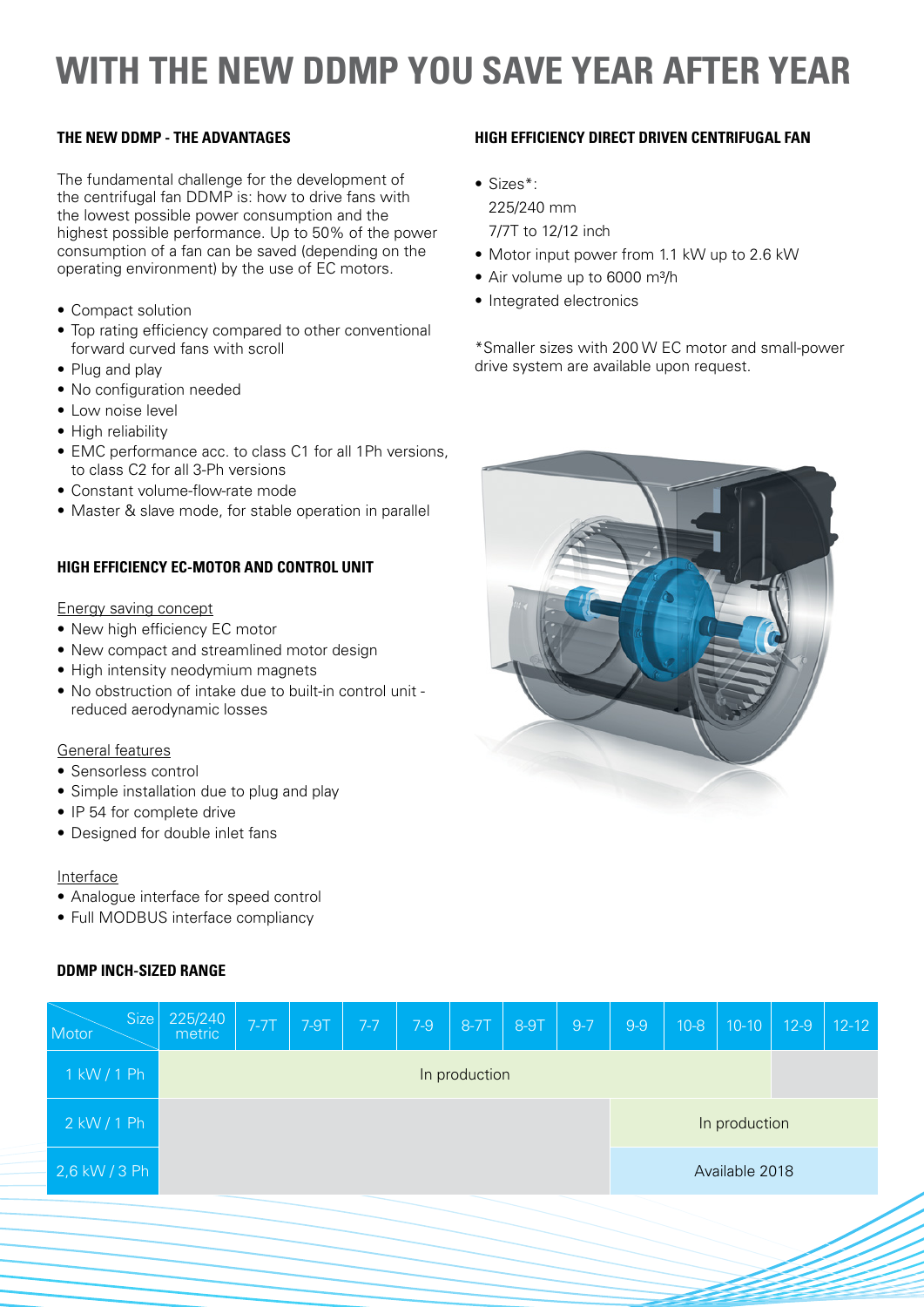# WITH THE NEW DDMP YOU SAVE YEAR AFTER YEAR

## THE NEW DDMP - THE ADVANTAGES

The fundamental challenge for the development of the centrifugal fan DDMP is: how to drive fans with the lowest possible power consumption and the highest possible performance. Up to 50% of the power consumption of a fan can be saved (depending on the operating environment) by the use of EC motors.

- Compact solution
- Top rating efficiency compared to other conventional forward curved fans with scroll
- Plug and play
- No configuration needed
- Low noise level
- High reliability
- EMC performance acc. to class C1 for all 1Ph versions, to class C2 for all 3-Ph versions
- Constant volume-flow-rate mode
- Master & slave mode, for stable operation in parallel

## HIGH EFFICIENCY EC-MOTOR AND CONTROL UNIT

Energy saving concept

- New high efficiency EC motor
- New compact and streamlined motor design
- High intensity neodymium magnets
- No obstruction of intake due to built-in control unit - reduced aerodynamic losses

General features

- Sensorless control
- Simple installation due to plug and play
- IP 54 for complete drive
- Designed for double inlet fans

Interface

- Analogue interface for speed control
- Full MODBUS interface compliancy

## HIGH EFFICIENCY DIRECT DRIVEN CENTRIFUGAL FAN

- Sizes*:
  225/240 mm
  7/7T to 12/12 inch
- Motor input power from 1.1 kW up to 2.6 kW
- Air volume up to 6000 m³/h
- Integrated electronics

*Smaller sizes with 200 W EC motor and small-power drive system are available upon request.

## DDMP INCH-SIZED RANGE

| Size / Motor | 225/240 metric | 7-7T | 7-9T | 7-7 | 7-9 | 8-7T | 8-9T | 9-7 | 9-9 | 10-8 | 10-10 | 12-9 | 12-12 |
|---|---|---|---|---|---|---|---|---|---|---|---|---|---|
| 1 kW / 1 Ph | In production | | | | | | | | | | | | |
| 2 kW / 1 Ph | | | | | | | | | In production | | | | |
| 2,6 kW / 3 Ph | | | | | | | | | Available 2018 | | | | |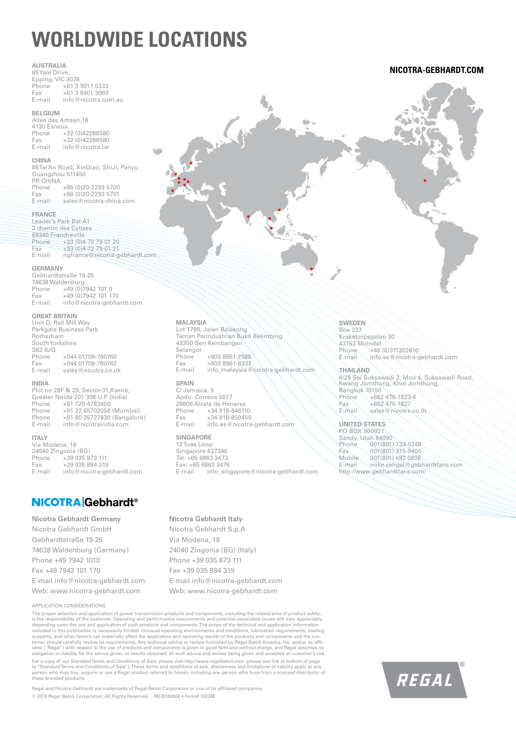# WORLDWIDE LOCATIONS

**NICOTRA-GEBHARDT.COM**

**AUSTRALIA**
65 Yale Drive,
Epping, VIC 3076
Phone +61 3 9017 5333
Fax +61 3 8401 3969
E-mail info@nicotra.com.au

**BELGIUM**
Allée des Artisan,18
4130 Esneux
Phone +32 (0)42288580
Fax +32 (0)42288580
E-mail info@nicotra.be

**CHINA**
88 Tai'An Road, XinQiao, ShiJi, Panyu
Guangzhou 511450
PR CHINA
Phone +86 (0)20-2293 5700
Fax +86 (0)20-2293 5701
E-mail sales@nicotra-china.com

**FRANCE**
Leader's Park Bat A1
3 chemin des Cytises
69340 Francheville
Phone +33 (0)4 72 79 01 20
Fax +33 (0)4 72 79 01 21
E-mail ngfrance@nicotra-gebhardt.com

**GERMANY**
Gebhardtstraße 19-25
74638 Waldenburg
Phone +49 (0)7942 101 0
Fax +49 (0)7942 101 170
E-mail info@nicotra-gebhardt.com

**GREAT BRITAIN**
Unit D, Rail Mill Way
Parkgate Business Park
Rotherham
South Yorkshire
S62 6JQ
Phone +044 01709-780760
Fax +044 01709-780762
E-mail sales@nicotra.co.uk

**INDIA**
Plot no 28F & 29, Sector-31,Kasna,
Greater Noida-201 308 U.P (India)
Phone +91 120 4783400
Phone +91 22 65702056 (Mumbai)
Phone +91 80 25727830 (Bangalore)
E-mail info@nicotraindia.com

**ITALY**
Via Modena, 18
24040 Zingonia (BG)
Phone +39 035 873 111
Fax +39 035 884 319
E-mail info@nicotra-gebhardt.com

**MALAYSIA**
Lot 1799, Jalan Balakong
Taman Perindustrian Bukit Belimbing
43300 Seri Kembangan
Selangor
Phone +603 8961-2588
Fax +603 8961-8337
E-mail info_malaysia@nicotra-gebhardt.com

**SPAIN**
C/ Jamaica, 5
Apdo. Correos 5077
28806 Alcalá de Henares
Phone +34 918-846110
Fax +34 918-859450
E-mail info.es@nicotra-gebhardt.com

**SINGAPORE**
12 Tuas Loop
Singapore 637346
Tel: +65 6863 3473
Fax: +65 6863 3476
E-mail info_singapore@nicotra-gebhardt.com

**SWEDEN**
Box 237
Kraketorpsgatan 30
43153 Mölndal
Phone +46 (0)311302610
E-mail info.se@nicotra-gebhardt.com

**THAILAND**
6/29 Soi Suksawadi 2, Moo 4, Suksawadi Road,
Kwang Jomthong, Khet Jomthong,
Bangkok 10150
Phone +662 476-1823-6
Fax +662 476-1827
E-mail sales@nicotra.co.th

**UNITED STATES**
PO BOX 900921
Sandy, Utah 84090
Phone 001(801) 733-0248
Fax 001(801) 315-9400
Mobile 001(801) 682 0898
E-mail mike.sehgal@gebhardtfans.com
http://www.gebhardtfans.com/

**NICOTRA|Gebhardt®**

**Nicotra Gebhardt Germany**
Nicotra Gebhardt GmbH
Gebhardtstraße 19-25
74638 Waldenburg (Germany)
Phone +49 7942 1010
Fax +49 7942 101 170
E-mail info@nicotra-gebhardt.com
Web: www.nicotra-gebhardt.com

**Nicotra Gebhardt Italy**
Nicotra Gebhardt S.p.A
Via Modena, 18
24040 Zingonia (BG) (Italy)
Phone +39 035 873 111
Fax +39 035 884 319
E-mail info@nicotra-gebhardt.com
Web: www.nicotra-gebhardt.com

APPLICATION CONSIDERATIONS

The proper selection and application of power transmission products and components, including the related area of product safety, is the responsibility of the customer. Operating and performance requirements and potential associated issues will vary appreciably depending upon the use and application of such products and components. The scope of the technical and application information included in this publication is necessarily limited. Unusual operating environments and conditions, lubrication requirements, loading supports, and other factors can materially affect the application and operating results of the products and components and the customer should carefully review its requirements. Any technical advice or review furnished by Regal Beloit America, Inc. and/or its affiliates ("Regal") with respect to the use of products and components is given in good faith and without charge, and Regal assumes no obligation or liability for the advice given, or results obtained, all such advice and review being given and accepted at customer's risk.

For a copy of our Standard Terms and Conditions of Sale, please visit http://www.regalbeloit.com (please see link at bottom of page to "Standard Terms and Conditions of Sale"). These terms and conditions of sale, disclaimers and limitations of liability apply to any person who may buy, acquire or use a Regal product referred to herein, including any person who buys from a licensed distributor of these branded products.

Regal and Nicotra Gebhardt are trademarks of Regal Beloit Corporation or one of its affiliated companies.

© 2018 Regal Beloit Corporation, All Rights Reserved. MCB18066E • Form# 10236E

REGAL®